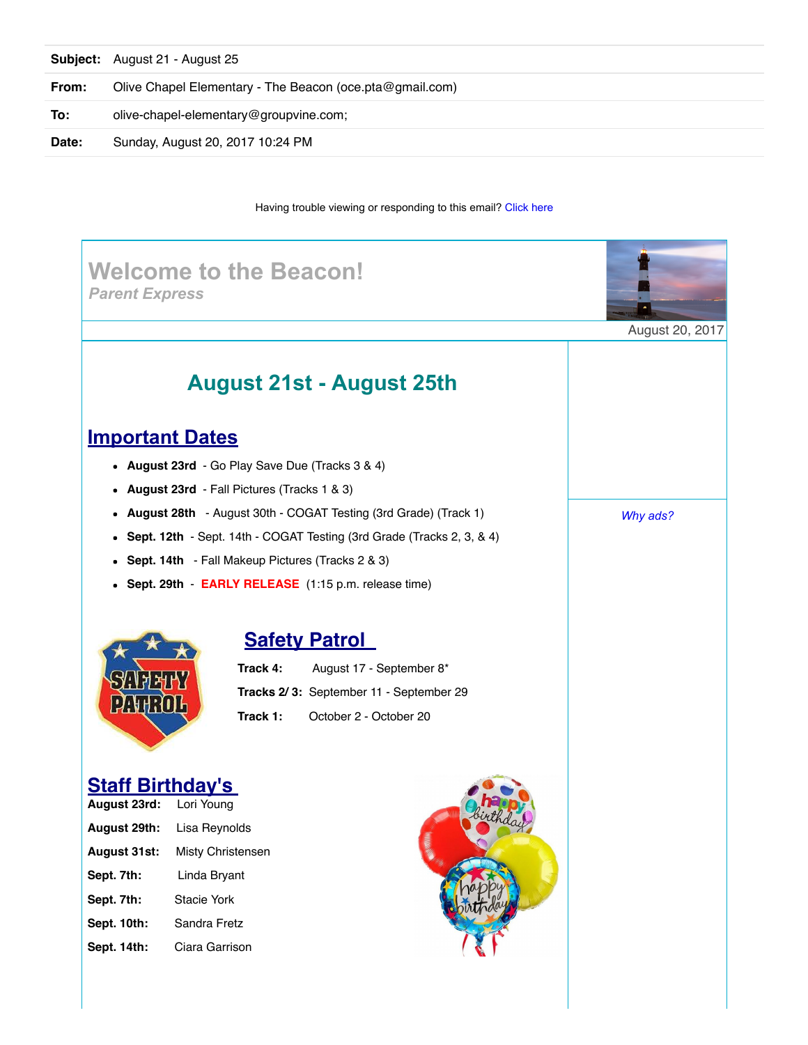| | |
|---|---|
| **Subject:** | August 21 - August 25 |
| **From:** | Olive Chapel Elementary - The Beacon (oce.pta@gmail.com) |
| **To:** | olive-chapel-elementary@groupvine.com; |
| **Date:** | Sunday, August 20, 2017 10:24 PM |

Having trouble viewing or responding to this email? Click here

# Welcome to the Beacon!

*Parent Express*

August 20, 2017

## August 21st - August 25th

## Important Dates

- **August 23rd** - Go Play Save Due (Tracks 3 & 4)
- **August 23rd** - Fall Pictures (Tracks 1 & 3)
- **August 28th** - August 30th - COGAT Testing (3rd Grade) (Track 1)
- **Sept. 12th** - Sept. 14th - COGAT Testing (3rd Grade (Tracks 2, 3, & 4)
- **Sept. 14th** - Fall Makeup Pictures (Tracks 2 & 3)
- **Sept. 29th** - **EARLY RELEASE** (1:15 p.m. release time)

## Safety Patrol

**Track 4:** August 17 - September 8*

**Tracks 2/ 3:** September 11 - September 29

**Track 1:** October 2 - October 20

## Staff Birthday's

**August 23rd:** Lori Young

**August 29th:** Lisa Reynolds

**August 31st:** Misty Christensen

**Sept. 7th:** Linda Bryant

**Sept. 7th:** Stacie York

**Sept. 10th:** Sandra Fretz

**Sept. 14th:** Ciara Garrison

*Why ads?*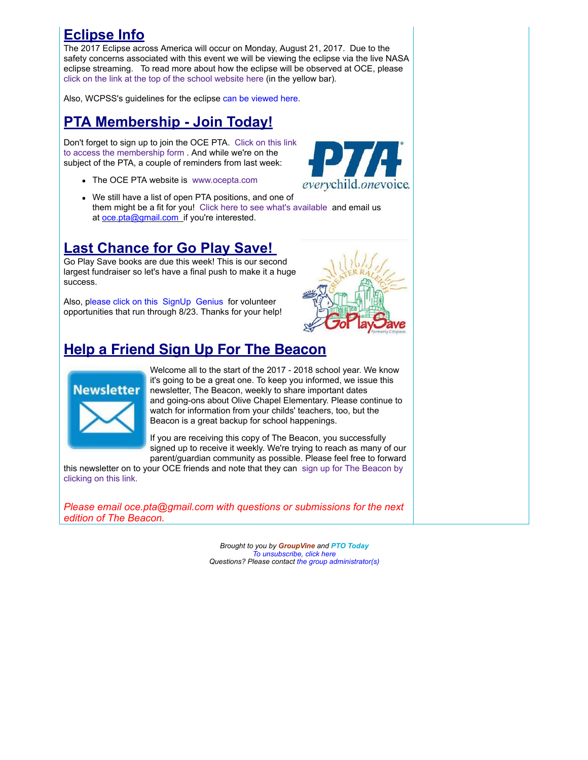## Eclipse Info

The 2017 Eclipse across America will occur on Monday, August 21, 2017. Due to the safety concerns associated with this event we will be viewing the eclipse via the live NASA eclipse streaming. To read more about how the eclipse will be observed at OCE, please click on the link at the top of the school website here (in the yellow bar).

Also, WCPSS's guidelines for the eclipse can be viewed here.

## PTA Membership - Join Today!

Don't forget to sign up to join the OCE PTA. Click on this link to access the membership form . And while we're on the subject of the PTA, a couple of reminders from last week:

- The OCE PTA website is www.ocepta.com
- We still have a list of open PTA positions, and one of them might be a fit for you! Click here to see what's available and email us at oce.pta@gmail.com if you're interested.

## Last Chance for Go Play Save!

Go Play Save books are due this week! This is our second largest fundraiser so let's have a final push to make it a huge success.

Also, please click on this SignUp Genius for volunteer opportunities that run through 8/23. Thanks for your help!

## Help a Friend Sign Up For The Beacon

Welcome all to the start of the 2017 - 2018 school year. We know it's going to be a great one. To keep you informed, we issue this newsletter, The Beacon, weekly to share important dates and going-ons about Olive Chapel Elementary. Please continue to watch for information from your childs' teachers, too, but the Beacon is a great backup for school happenings.

If you are receiving this copy of The Beacon, you successfully signed up to receive it weekly. We're trying to reach as many of our parent/guardian community as possible. Please feel free to forward this newsletter on to your OCE friends and note that they can sign up for The Beacon by clicking on this link.

*Please email oce.pta@gmail.com with questions or submissions for the next edition of The Beacon.*

*Brought to you by **GroupVine** and **PTO Today***
*To unsubscribe, click here*
*Questions? Please contact the group administrator(s)*